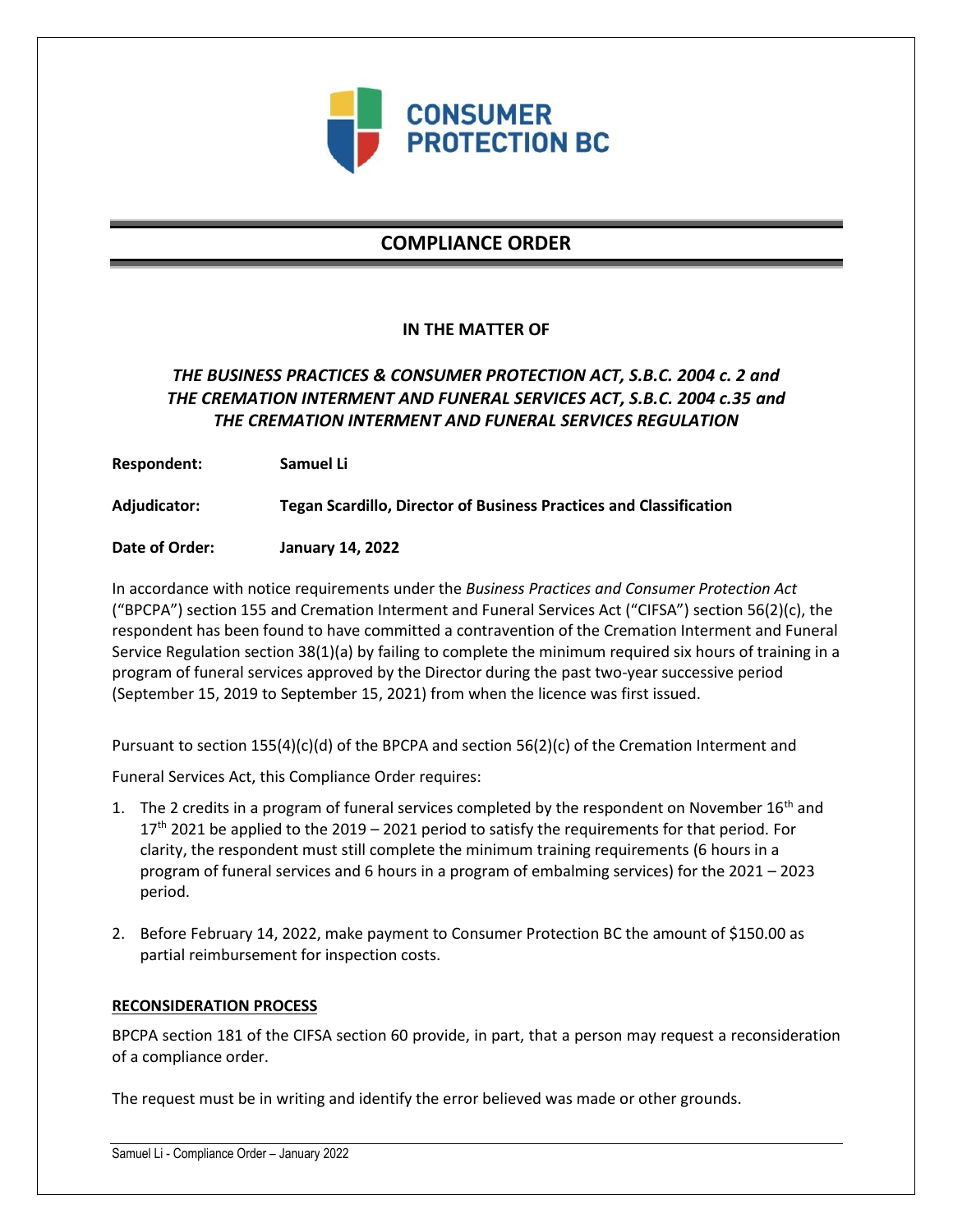CONSUMER PROTECTION BC

# COMPLIANCE ORDER

**IN THE MATTER OF**

***THE BUSINESS PRACTICES & CONSUMER PROTECTION ACT, S.B.C. 2004 c. 2 and THE CREMATION INTERMENT AND FUNERAL SERVICES ACT, S.B.C. 2004 c.35 and THE CREMATION INTERMENT AND FUNERAL SERVICES REGULATION***

**Respondent:** **Samuel Li**

**Adjudicator:** **Tegan Scardillo, Director of Business Practices and Classification**

**Date of Order:** **January 14, 2022**

In accordance with notice requirements under the *Business Practices and Consumer Protection Act* ("BPCPA") section 155 and Cremation Interment and Funeral Services Act ("CIFSA") section 56(2)(c), the respondent has been found to have committed a contravention of the Cremation Interment and Funeral Service Regulation section 38(1)(a) by failing to complete the minimum required six hours of training in a program of funeral services approved by the Director during the past two-year successive period (September 15, 2019 to September 15, 2021) from when the licence was first issued.

Pursuant to section 155(4)(c)(d) of the BPCPA and section 56(2)(c) of the Cremation Interment and Funeral Services Act, this Compliance Order requires:

1. The 2 credits in a program of funeral services completed by the respondent on November 16th and 17th 2021 be applied to the 2019 – 2021 period to satisfy the requirements for that period. For clarity, the respondent must still complete the minimum training requirements (6 hours in a program of funeral services and 6 hours in a program of embalming services) for the 2021 – 2023 period.
2. Before February 14, 2022, make payment to Consumer Protection BC the amount of $150.00 as partial reimbursement for inspection costs.

**RECONSIDERATION PROCESS**

BPCPA section 181 of the CIFSA section 60 provide, in part, that a person may request a reconsideration of a compliance order.

The request must be in writing and identify the error believed was made or other grounds.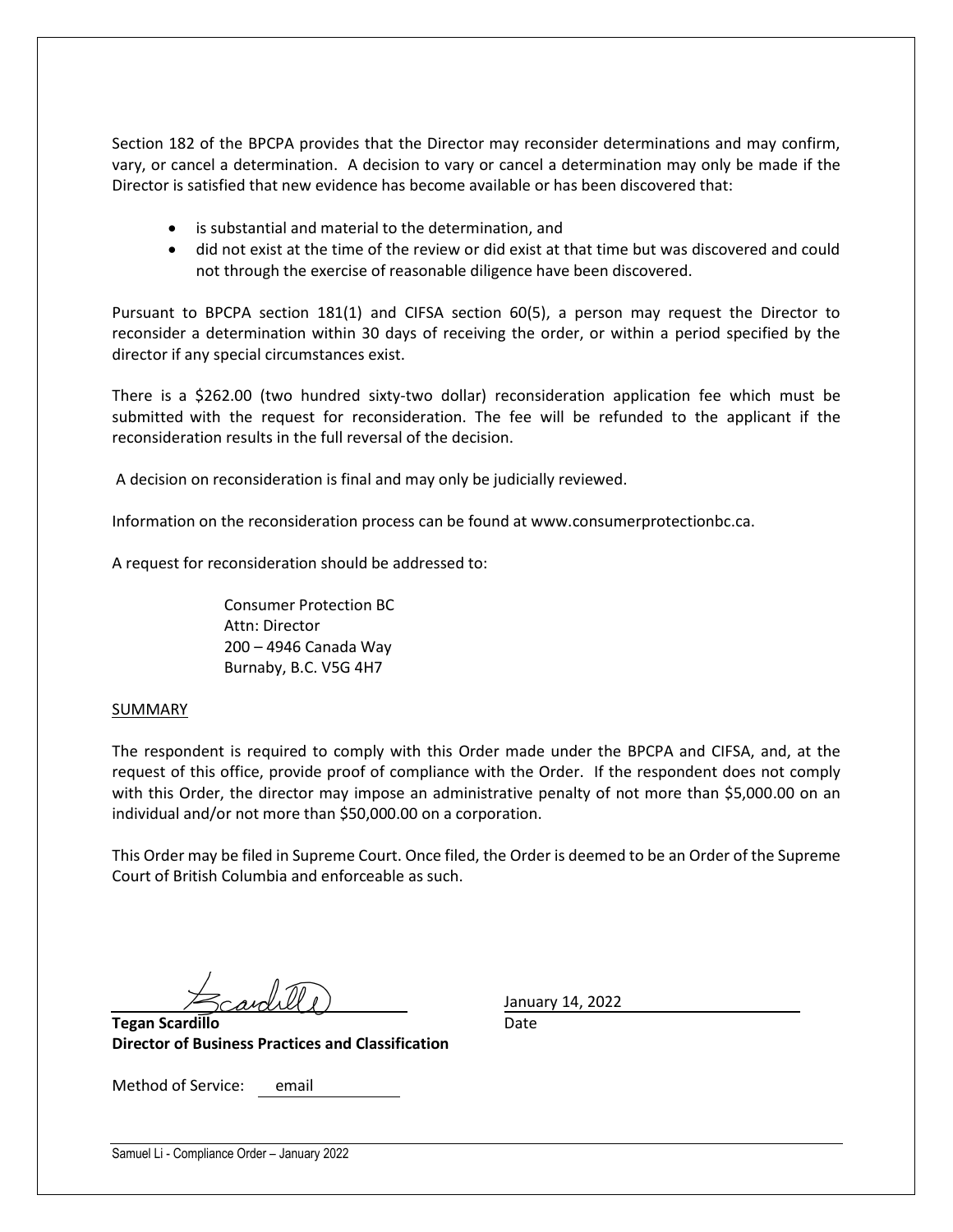Section 182 of the BPCPA provides that the Director may reconsider determinations and may confirm, vary, or cancel a determination. A decision to vary or cancel a determination may only be made if the Director is satisfied that new evidence has become available or has been discovered that:

- is substantial and material to the determination, and
- did not exist at the time of the review or did exist at that time but was discovered and could not through the exercise of reasonable diligence have been discovered.

Pursuant to BPCPA section 181(1) and CIFSA section 60(5), a person may request the Director to reconsider a determination within 30 days of receiving the order, or within a period specified by the director if any special circumstances exist.

There is a $262.00 (two hundred sixty-two dollar) reconsideration application fee which must be submitted with the request for reconsideration. The fee will be refunded to the applicant if the reconsideration results in the full reversal of the decision.

A decision on reconsideration is final and may only be judicially reviewed.

Information on the reconsideration process can be found at www.consumerprotectionbc.ca.

A request for reconsideration should be addressed to:

Consumer Protection BC
Attn: Director
200 – 4946 Canada Way
Burnaby, B.C. V5G 4H7

SUMMARY

The respondent is required to comply with this Order made under the BPCPA and CIFSA, and, at the request of this office, provide proof of compliance with the Order. If the respondent does not comply with this Order, the director may impose an administrative penalty of not more than $5,000.00 on an individual and/or not more than $50,000.00 on a corporation.

This Order may be filed in Supreme Court. Once filed, the Order is deemed to be an Order of the Supreme Court of British Columbia and enforceable as such.

**Tegan Scardillo**
**Director of Business Practices and Classification**

January 14, 2022
Date

Method of Service: email